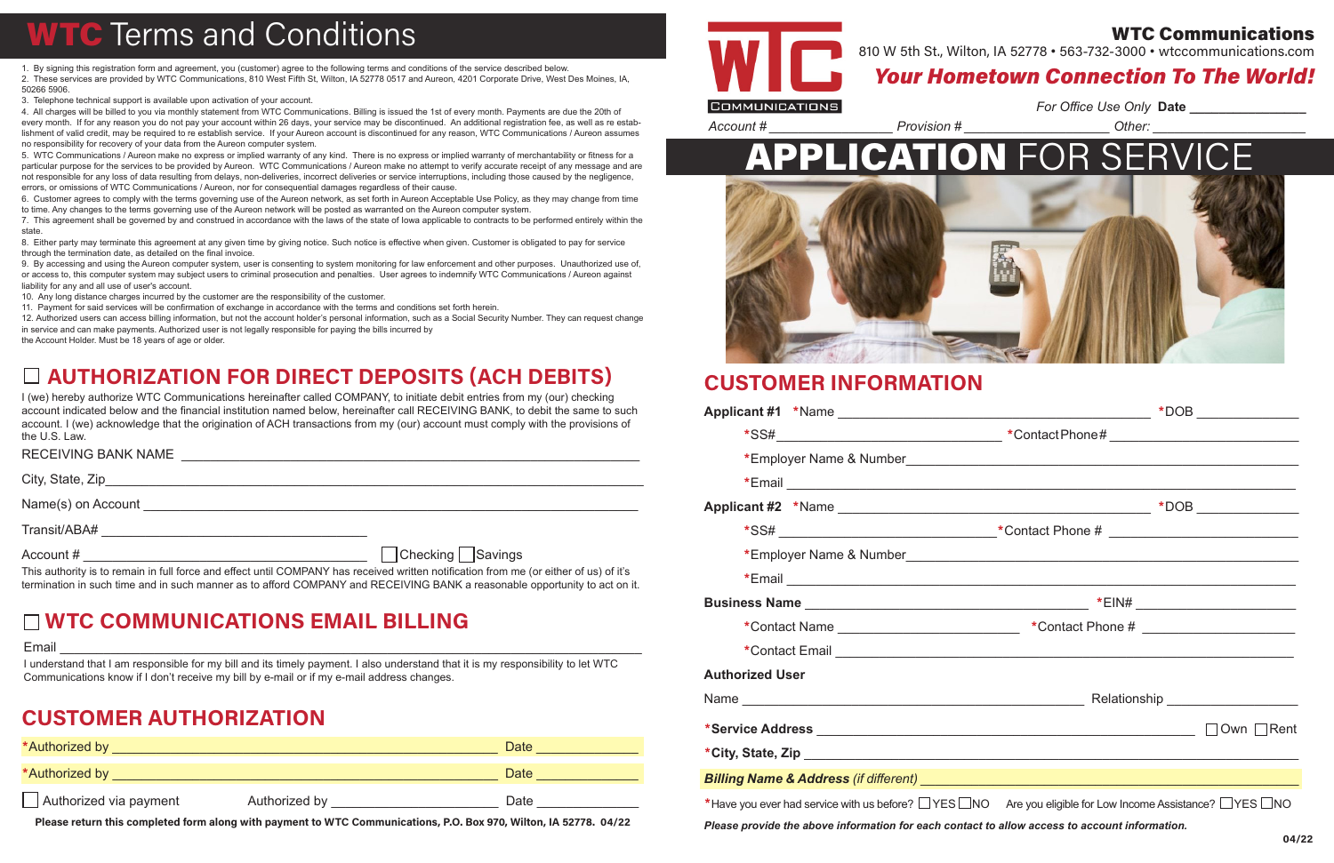# WTC Terms and Conditions

1. By signing this registration form and agreement, you (customer) agree to the following terms and conditions of the service described below.
2. These services are provided by WTC Communications, 810 West Fifth St, Wilton, IA 52778 0517 and Aureon, 4201 Corporate Drive, West Des Moines, IA, 50266 5906.
3. Telephone technical support is available upon activation of your account.
4. All charges will be billed to you via monthly statement from WTC Communications. Billing is issued the 1st of every month. Payments are due the 20th of every month. If for any reason you do not pay your account within 26 days, your service may be discontinued. An additional registration fee, as well as re establishment of valid credit, may be required to re establish service. If your Aureon account is discontinued for any reason, WTC Communications / Aureon assumes no responsibility for recovery of your data from the Aureon computer system.
5. WTC Communications / Aureon make no express or implied warranty of any kind. There is no express or implied warranty of merchantability or fitness for a particular purpose for the services to be provided by Aureon. WTC Communications / Aureon make no attempt to verify accurate receipt of any message and are not responsible for any loss of data resulting from delays, non-deliveries, incorrect deliveries or service interruptions, including those caused by the negligence, errors, or omissions of WTC Communications / Aureon, nor for consequential damages regardless of their cause.
6. Customer agrees to comply with the terms governing use of the Aureon network, as set forth in Aureon Acceptable Use Policy, as they may change from time to time. Any changes to the terms governing use of the Aureon network will be posted as warranted on the Aureon computer system.
7. This agreement shall be governed by and construed in accordance with the laws of the state of Iowa applicable to contracts to be performed entirely within the state.
8. Either party may terminate this agreement at any given time by giving notice. Such notice is effective when given. Customer is obligated to pay for service through the termination date, as detailed on the final invoice.
9. By accessing and using the Aureon computer system, user is consenting to system monitoring for law enforcement and other purposes. Unauthorized use of, or access to, this computer system may subject users to criminal prosecution and penalties. User agrees to indemnify WTC Communications / Aureon against liability for any and all use of user's account.
10. Any long distance charges incurred by the customer are the responsibility of the customer.
11. Payment for said services will be confirmation of exchange in accordance with the terms and conditions set forth herein.
12. Authorized users can access billing information, but not the account holder's personal information, such as a Social Security Number. They can request change in service and can make payments. Authorized user is not legally responsible for paying the bills incurred by the Account Holder. Must be 18 years of age or older.

## ☐ AUTHORIZATION FOR DIRECT DEPOSITS (ACH DEBITS)

I (we) hereby authorize WTC Communications hereinafter called COMPANY, to initiate debit entries from my (our) checking account indicated below and the financial institution named below, hereinafter call RECEIVING BANK, to debit the same to such account. I (we) acknowledge that the origination of ACH transactions from my (our) account must comply with the provisions of the U.S. Law.

RECEIVING BANK NAME ______________________

City, State, Zip ______________________

Name(s) on Account ______________________

Transit/ABA# ______________________

Account # ______________________ ☐ Checking ☐ Savings

This authority is to remain in full force and effect until COMPANY has received written notification from me (or either of us) of it's termination in such time and in such manner as to afford COMPANY and RECEIVING BANK a reasonable opportunity to act on it.

## ☐ WTC COMMUNICATIONS EMAIL BILLING

Email ______________________

I understand that I am responsible for my bill and its timely payment. I also understand that it is my responsibility to let WTC Communications know if I don't receive my bill by e-mail or if my e-mail address changes.

## CUSTOMER AUTHORIZATION

*Authorized by ______________________ Date ____________

*Authorized by ______________________ Date ____________

☐ Authorized via payment Authorized by ______________________ Date ____________

**Please return this completed form along with payment to WTC Communications, P.O. Box 970, Wilton, IA 52778. 04/22**

---

**WTC Communications**
810 W 5th St., Wilton, IA 52778 • 563-732-3000 • wtccommunications.com

***Your Hometown Connection To The World!***

*For Office Use Only* **Date** ____________

*Account #* ____________ *Provision #* ____________ *Other:* ____________

# APPLICATION FOR SERVICE

## CUSTOMER INFORMATION

**Applicant #1** *Name ______________________ *DOB ____________

*SS# ______________________ *Contact Phone# ______________________

*Employer Name & Number ______________________

*Email ______________________

**Applicant #2** *Name ______________________ *DOB ____________

*SS# ______________________ *Contact Phone # ______________________

*Employer Name & Number ______________________

*Email ______________________

**Business Name** ______________________ *EIN# ______________________

*Contact Name ______________________ *Contact Phone # ______________________

*Contact Email ______________________

**Authorized User**

Name ______________________ Relationship ______________________

***Service Address** ______________________ ☐ Own ☐ Rent

***City, State, Zip** ______________________

***Billing Name & Address*** *(if different)* ______________________

*Have you ever had service with us before? ☐ YES ☐ NO Are you eligible for Low Income Assistance? ☐ YES ☐ NO

***Please provide the above information for each contact to allow access to account information.***

04/22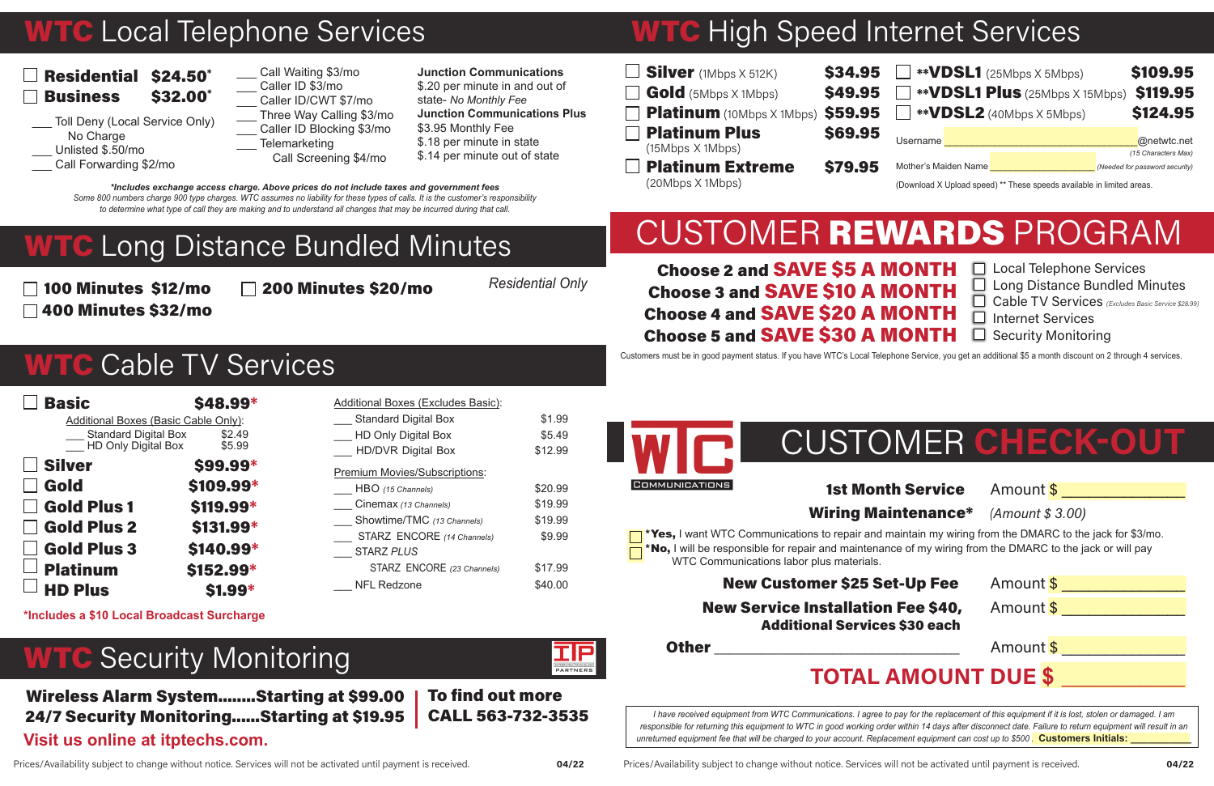# WTC Local Telephone Services

☐ **Residential $24.50***
☐ **Business $32.00***

___ Toll Deny (Local Service Only) No Charge
___ Unlisted $.50/mo
___ Call Forwarding $2/mo

___ Call Waiting $3/mo
___ Caller ID $3/mo
___ Caller ID/CWT $7/mo
___ Three Way Calling $3/mo
___ Caller ID Blocking $3/mo
___ Telemarketing Call Screening $4/mo

**Junction Communications**
$.20 per minute in and out of state- *No Monthly Fee*
**Junction Communications Plus**
$3.95 Monthly Fee
$.18 per minute in state
$.14 per minute out of state

***Includes exchange access charge. Above prices do not include taxes and government fees**
*Some 800 numbers charge 900 type charges. WTC assumes no liability for these types of calls. It is the customer's responsibility to determine what type of call they are making and to understand all changes that may be incurred during that call.*

# WTC Long Distance Bundled Minutes

☐ **100 Minutes $12/mo**
☐ **200 Minutes $20/mo**
☐ **400 Minutes $32/mo**

*Residential Only*

# WTC Cable TV Services

☐ **Basic $48.99***

Additional Boxes (Basic Cable Only):
___ Standard Digital Box $2.49
___ HD Only Digital Box $5.99

☐ **Silver $99.99***
☐ **Gold $109.99***
☐ **Gold Plus 1 $119.99***
☐ **Gold Plus 2 $131.99***
☐ **Gold Plus 3 $140.99***
☐ **Platinum $152.99***
☐ **HD Plus $1.99***

***Includes a $10 Local Broadcast Surcharge**

Additional Boxes (Excludes Basic):
___ Standard Digital Box $1.99
___ HD Only Digital Box $5.49
___ HD/DVR Digital Box $12.99

Premium Movies/Subscriptions:
___ HBO *(15 Channels)* $20.99
___ Cinemax *(13 Channels)* $19.99
___ Showtime/TMC *(13 Channels)* $19.99
___ STARZ ENCORE *(14 Channels)* $9.99
___ STARZ *PLUS* STARZ ENCORE *(23 Channels)* $17.99
___ NFL Redzone $40.00

# WTC Security Monitoring

**Wireless Alarm System........Starting at $99.00**
**24/7 Security Monitoring......Starting at $19.95**
**Visit us online at itptechs.com.**

**To find out more CALL 563-732-3535**

Prices/Availability subject to change without notice. Services will not be activated until payment is received.

04/22

# WTC High Speed Internet Services

☐ **Silver** (1Mbps X 512K) **$34.95**
☐ **Gold** (5Mbps X 1Mbps) **$49.95**
☐ **Platinum** (10Mbps X 1Mbps) **$59.95**
☐ **Platinum Plus** (15Mbps X 1Mbps) **$69.95**
☐ **Platinum Extreme** (20Mbps X 1Mbps) **$79.95**

☐ ****VDSL1** (25Mbps X 5Mbps) **$109.95**
☐ ****VDSL1 Plus** (25Mbps X 15Mbps) **$119.95**
☐ ****VDSL2** (40Mbps X 5Mbps) **$124.95**

Username ______________________@netwtc.net *(15 Characters Max)*
Mother's Maiden Name ______________ *(Needed for password security)*

(Download X Upload speed) ** These speeds available in limited areas.

# CUSTOMER REWARDS PROGRAM

**Choose 2 and SAVE $5 A MONTH**
**Choose 3 and SAVE $10 A MONTH**
**Choose 4 and SAVE $20 A MONTH**
**Choose 5 and SAVE $30 A MONTH**

☐ Local Telephone Services
☐ Long Distance Bundled Minutes
☐ Cable TV Services *(Excludes Basic Service $28.99)*
☐ Internet Services
☐ Security Monitoring

Customers must be in good payment status. If you have WTC's Local Telephone Service, you get an additional $5 a month discount on 2 through 4 services.

# CUSTOMER CHECK-OUT

**1st Month Service** Amount $ ______________

**Wiring Maintenance*** *(Amount $ 3.00)*

☐ ***Yes,** I want WTC Communications to repair and maintain my wiring from the DMARC to the jack for $3/mo.
☐ ***No,** I will be responsible for repair and maintenance of my wiring from the DMARC to the jack or will pay WTC Communications labor plus materials.

**New Customer $25 Set-Up Fee** Amount $ ______________

**New Service Installation Fee $40, Additional Services $30 each** Amount $ ______________

**Other** ______________________ Amount $ ______________

**TOTAL AMOUNT DUE $** ______________

*I have received equipment from WTC Communications. I agree to pay for the replacement of this equipment if it is lost, stolen or damaged. I am responsible for returning this equipment to WTC in good working order within 14 days after disconnect date. Failure to return equipment will result in an unreturned equipment fee that will be charged to your account. Replacement equipment can cost up to $500.* **Customers Initials:** __________

Prices/Availability subject to change without notice. Services will not be activated until payment is received.

04/22